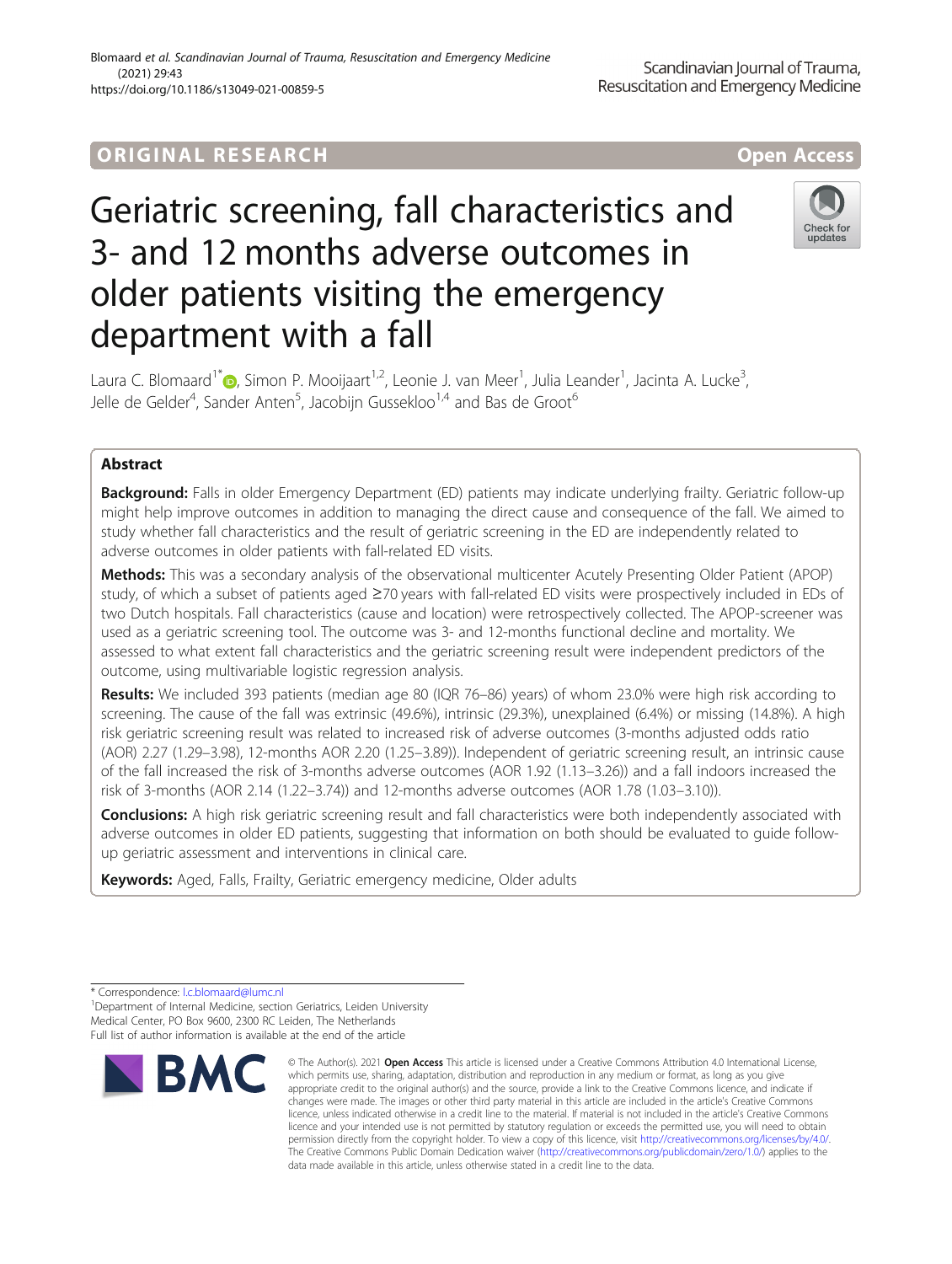ORIGINAL RESEARCH

Open Access

# Geriatric screening, fall characteristics and 3- and 12 months adverse outcomes in older patients visiting the emergency department with a fall

Laura C. Blomaard[1*], Simon P. Mooijaart[1,2], Leonie J. van Meer[1], Julia Leander[1], Jacinta A. Lucke[3], Jelle de Gelder[4], Sander Anten[5], Jacobijn Gussekloo[1,4] and Bas de Groot[6]

## Abstract

**Background:** Falls in older Emergency Department (ED) patients may indicate underlying frailty. Geriatric follow-up might help improve outcomes in addition to managing the direct cause and consequence of the fall. We aimed to study whether fall characteristics and the result of geriatric screening in the ED are independently related to adverse outcomes in older patients with fall-related ED visits.

**Methods:** This was a secondary analysis of the observational multicenter Acutely Presenting Older Patient (APOP) study, of which a subset of patients aged ≥70 years with fall-related ED visits were prospectively included in EDs of two Dutch hospitals. Fall characteristics (cause and location) were retrospectively collected. The APOP-screener was used as a geriatric screening tool. The outcome was 3- and 12-months functional decline and mortality. We assessed to what extent fall characteristics and the geriatric screening result were independent predictors of the outcome, using multivariable logistic regression analysis.

**Results:** We included 393 patients (median age 80 (IQR 76–86) years) of whom 23.0% were high risk according to screening. The cause of the fall was extrinsic (49.6%), intrinsic (29.3%), unexplained (6.4%) or missing (14.8%). A high risk geriatric screening result was related to increased risk of adverse outcomes (3-months adjusted odds ratio (AOR) 2.27 (1.29–3.98), 12-months AOR 2.20 (1.25–3.89)). Independent of geriatric screening result, an intrinsic cause of the fall increased the risk of 3-months adverse outcomes (AOR 1.92 (1.13–3.26)) and a fall indoors increased the risk of 3-months (AOR 2.14 (1.22–3.74)) and 12-months adverse outcomes (AOR 1.78 (1.03–3.10)).

**Conclusions:** A high risk geriatric screening result and fall characteristics were both independently associated with adverse outcomes in older ED patients, suggesting that information on both should be evaluated to guide follow-up geriatric assessment and interventions in clinical care.

**Keywords:** Aged, Falls, Frailty, Geriatric emergency medicine, Older adults

---

* Correspondence: l.c.blomaard@lumc.nl
[1]Department of Internal Medicine, section Geriatrics, Leiden University Medical Center, PO Box 9600, 2300 RC Leiden, The Netherlands
Full list of author information is available at the end of the article

© The Author(s). 2021 **Open Access** This article is licensed under a Creative Commons Attribution 4.0 International License, which permits use, sharing, adaptation, distribution and reproduction in any medium or format, as long as you give appropriate credit to the original author(s) and the source, provide a link to the Creative Commons licence, and indicate if changes were made. The images or other third party material in this article are included in the article's Creative Commons licence, unless indicated otherwise in a credit line to the material. If material is not included in the article's Creative Commons licence and your intended use is not permitted by statutory regulation or exceeds the permitted use, you will need to obtain permission directly from the copyright holder. To view a copy of this licence, visit http://creativecommons.org/licenses/by/4.0/. The Creative Commons Public Domain Dedication waiver (http://creativecommons.org/publicdomain/zero/1.0/) applies to the data made available in this article, unless otherwise stated in a credit line to the data.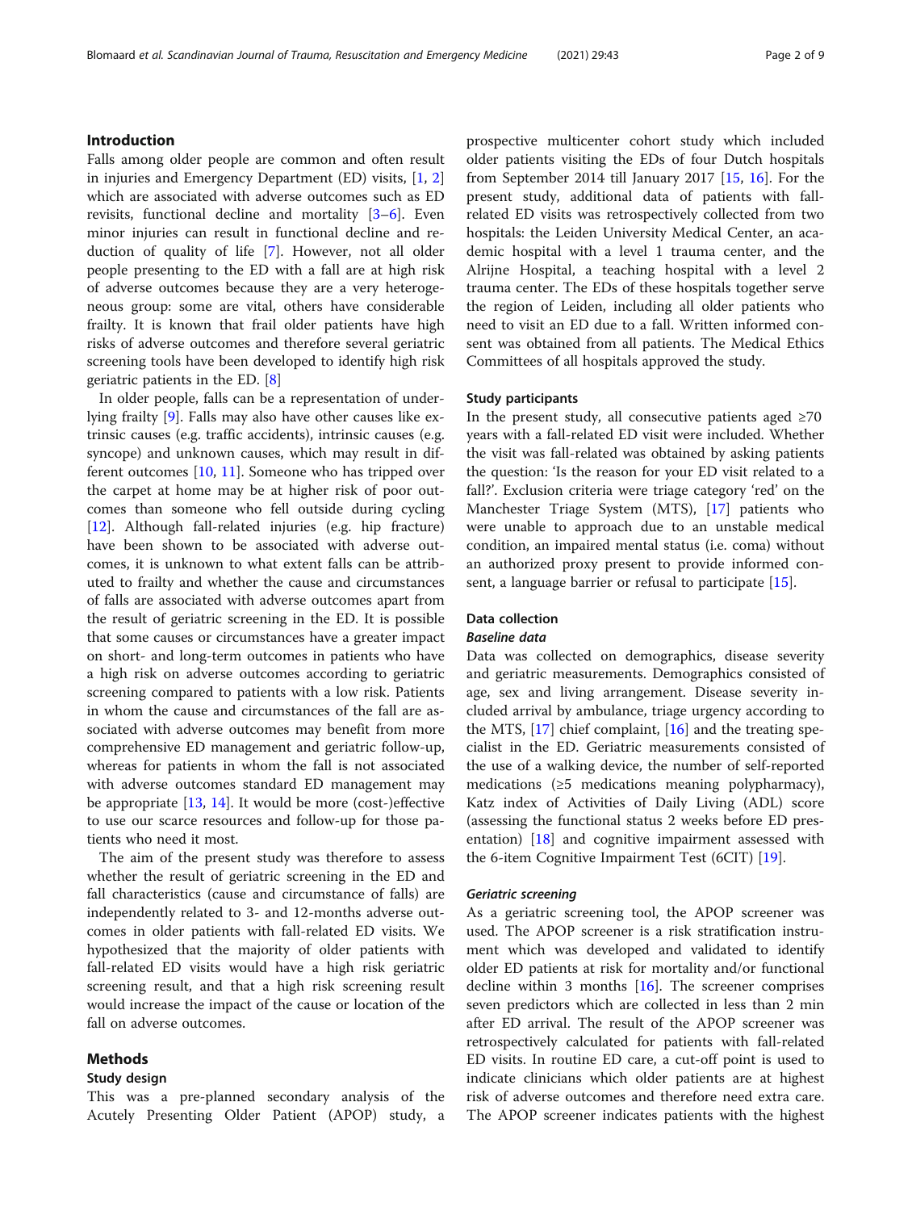## Introduction

Falls among older people are common and often result in injuries and Emergency Department (ED) visits, [1, 2] which are associated with adverse outcomes such as ED revisits, functional decline and mortality [3–6]. Even minor injuries can result in functional decline and reduction of quality of life [7]. However, not all older people presenting to the ED with a fall are at high risk of adverse outcomes because they are a very heterogeneous group: some are vital, others have considerable frailty. It is known that frail older patients have high risks of adverse outcomes and therefore several geriatric screening tools have been developed to identify high risk geriatric patients in the ED. [8]

In older people, falls can be a representation of underlying frailty [9]. Falls may also have other causes like extrinsic causes (e.g. traffic accidents), intrinsic causes (e.g. syncope) and unknown causes, which may result in different outcomes [10, 11]. Someone who has tripped over the carpet at home may be at higher risk of poor outcomes than someone who fell outside during cycling [12]. Although fall-related injuries (e.g. hip fracture) have been shown to be associated with adverse outcomes, it is unknown to what extent falls can be attributed to frailty and whether the cause and circumstances of falls are associated with adverse outcomes apart from the result of geriatric screening in the ED. It is possible that some causes or circumstances have a greater impact on short- and long-term outcomes in patients who have a high risk on adverse outcomes according to geriatric screening compared to patients with a low risk. Patients in whom the cause and circumstances of the fall are associated with adverse outcomes may benefit from more comprehensive ED management and geriatric follow-up, whereas for patients in whom the fall is not associated with adverse outcomes standard ED management may be appropriate [13, 14]. It would be more (cost-)effective to use our scarce resources and follow-up for those patients who need it most.

The aim of the present study was therefore to assess whether the result of geriatric screening in the ED and fall characteristics (cause and circumstance of falls) are independently related to 3- and 12-months adverse outcomes in older patients with fall-related ED visits. We hypothesized that the majority of older patients with fall-related ED visits would have a high risk geriatric screening result, and that a high risk screening result would increase the impact of the cause or location of the fall on adverse outcomes.

## Methods

### Study design

This was a pre-planned secondary analysis of the Acutely Presenting Older Patient (APOP) study, a prospective multicenter cohort study which included older patients visiting the EDs of four Dutch hospitals from September 2014 till January 2017 [15, 16]. For the present study, additional data of patients with fall-related ED visits was retrospectively collected from two hospitals: the Leiden University Medical Center, an academic hospital with a level 1 trauma center, and the Alrijne Hospital, a teaching hospital with a level 2 trauma center. The EDs of these hospitals together serve the region of Leiden, including all older patients who need to visit an ED due to a fall. Written informed consent was obtained from all patients. The Medical Ethics Committees of all hospitals approved the study.

### Study participants

In the present study, all consecutive patients aged ≥70 years with a fall-related ED visit were included. Whether the visit was fall-related was obtained by asking patients the question: 'Is the reason for your ED visit related to a fall?'. Exclusion criteria were triage category 'red' on the Manchester Triage System (MTS), [17] patients who were unable to approach due to an unstable medical condition, an impaired mental status (i.e. coma) without an authorized proxy present to provide informed consent, a language barrier or refusal to participate [15].

### Data collection

#### *Baseline data*

Data was collected on demographics, disease severity and geriatric measurements. Demographics consisted of age, sex and living arrangement. Disease severity included arrival by ambulance, triage urgency according to the MTS, [17] chief complaint, [16] and the treating specialist in the ED. Geriatric measurements consisted of the use of a walking device, the number of self-reported medications (≥5 medications meaning polypharmacy), Katz index of Activities of Daily Living (ADL) score (assessing the functional status 2 weeks before ED presentation) [18] and cognitive impairment assessed with the 6-item Cognitive Impairment Test (6CIT) [19].

#### *Geriatric screening*

As a geriatric screening tool, the APOP screener was used. The APOP screener is a risk stratification instrument which was developed and validated to identify older ED patients at risk for mortality and/or functional decline within 3 months [16]. The screener comprises seven predictors which are collected in less than 2 min after ED arrival. The result of the APOP screener was retrospectively calculated for patients with fall-related ED visits. In routine ED care, a cut-off point is used to indicate clinicians which older patients are at highest risk of adverse outcomes and therefore need extra care. The APOP screener indicates patients with the highest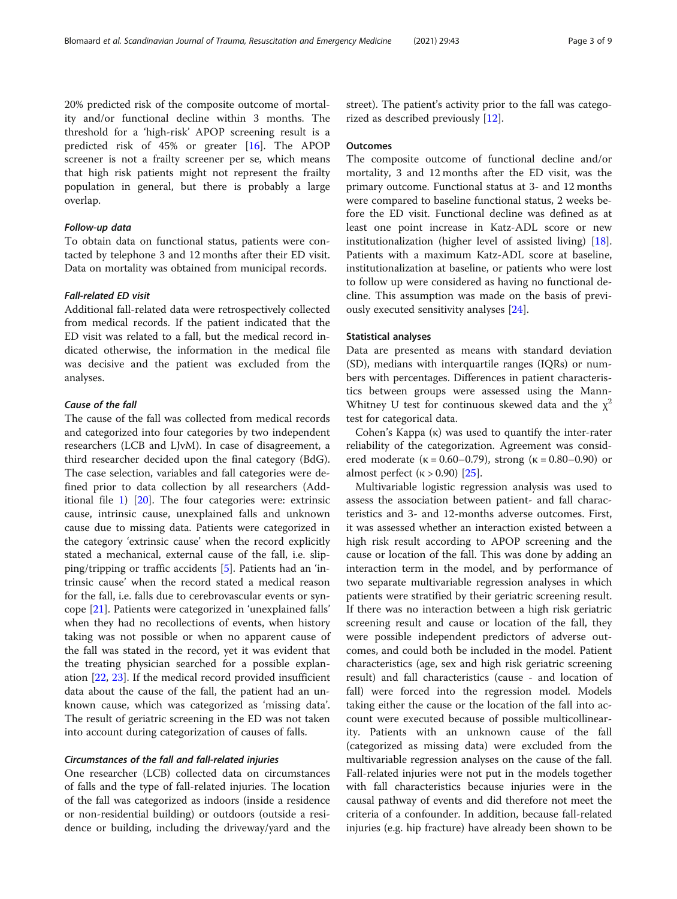20% predicted risk of the composite outcome of mortality and/or functional decline within 3 months. The threshold for a 'high-risk' APOP screening result is a predicted risk of 45% or greater [16]. The APOP screener is not a frailty screener per se, which means that high risk patients might not represent the frailty population in general, but there is probably a large overlap.

#### *Follow-up data*

To obtain data on functional status, patients were contacted by telephone 3 and 12 months after their ED visit. Data on mortality was obtained from municipal records.

#### *Fall-related ED visit*

Additional fall-related data were retrospectively collected from medical records. If the patient indicated that the ED visit was related to a fall, but the medical record indicated otherwise, the information in the medical file was decisive and the patient was excluded from the analyses.

#### *Cause of the fall*

The cause of the fall was collected from medical records and categorized into four categories by two independent researchers (LCB and LJvM). In case of disagreement, a third researcher decided upon the final category (BdG). The case selection, variables and fall categories were defined prior to data collection by all researchers (Additional file 1) [20]. The four categories were: extrinsic cause, intrinsic cause, unexplained falls and unknown cause due to missing data. Patients were categorized in the category 'extrinsic cause' when the record explicitly stated a mechanical, external cause of the fall, i.e. slipping/tripping or traffic accidents [5]. Patients had an 'intrinsic cause' when the record stated a medical reason for the fall, i.e. falls due to cerebrovascular events or syncope [21]. Patients were categorized in 'unexplained falls' when they had no recollections of events, when history taking was not possible or when no apparent cause of the fall was stated in the record, yet it was evident that the treating physician searched for a possible explanation [22, 23]. If the medical record provided insufficient data about the cause of the fall, the patient had an unknown cause, which was categorized as 'missing data'. The result of geriatric screening in the ED was not taken into account during categorization of causes of falls.

#### *Circumstances of the fall and fall-related injuries*

One researcher (LCB) collected data on circumstances of falls and the type of fall-related injuries. The location of the fall was categorized as indoors (inside a residence or non-residential building) or outdoors (outside a residence or building, including the driveway/yard and the street). The patient's activity prior to the fall was categorized as described previously [12].

### Outcomes

The composite outcome of functional decline and/or mortality, 3 and 12 months after the ED visit, was the primary outcome. Functional status at 3- and 12 months were compared to baseline functional status, 2 weeks before the ED visit. Functional decline was defined as at least one point increase in Katz-ADL score or new institutionalization (higher level of assisted living) [18]. Patients with a maximum Katz-ADL score at baseline, institutionalization at baseline, or patients who were lost to follow up were considered as having no functional decline. This assumption was made on the basis of previously executed sensitivity analyses [24].

### Statistical analyses

Data are presented as means with standard deviation (SD), medians with interquartile ranges (IQRs) or numbers with percentages. Differences in patient characteristics between groups were assessed using the Mann-Whitney U test for continuous skewed data and the $\chi^2$ test for categorical data.

Cohen's Kappa (κ) was used to quantify the inter-rater reliability of the categorization. Agreement was considered moderate ($\kappa = 0.60–0.79$), strong ($\kappa = 0.80–0.90$) or almost perfect ($\kappa > 0.90$) [25].

Multivariable logistic regression analysis was used to assess the association between patient- and fall characteristics and 3- and 12-months adverse outcomes. First, it was assessed whether an interaction existed between a high risk result according to APOP screening and the cause or location of the fall. This was done by adding an interaction term in the model, and by performance of two separate multivariable regression analyses in which patients were stratified by their geriatric screening result. If there was no interaction between a high risk geriatric screening result and cause or location of the fall, they were possible independent predictors of adverse outcomes, and could both be included in the model. Patient characteristics (age, sex and high risk geriatric screening result) and fall characteristics (cause - and location of fall) were forced into the regression model. Models taking either the cause or the location of the fall into account were executed because of possible multicollinearity. Patients with an unknown cause of the fall (categorized as missing data) were excluded from the multivariable regression analyses on the cause of the fall. Fall-related injuries were not put in the models together with fall characteristics because injuries were in the causal pathway of events and did therefore not meet the criteria of a confounder. In addition, because fall-related injuries (e.g. hip fracture) have already been shown to be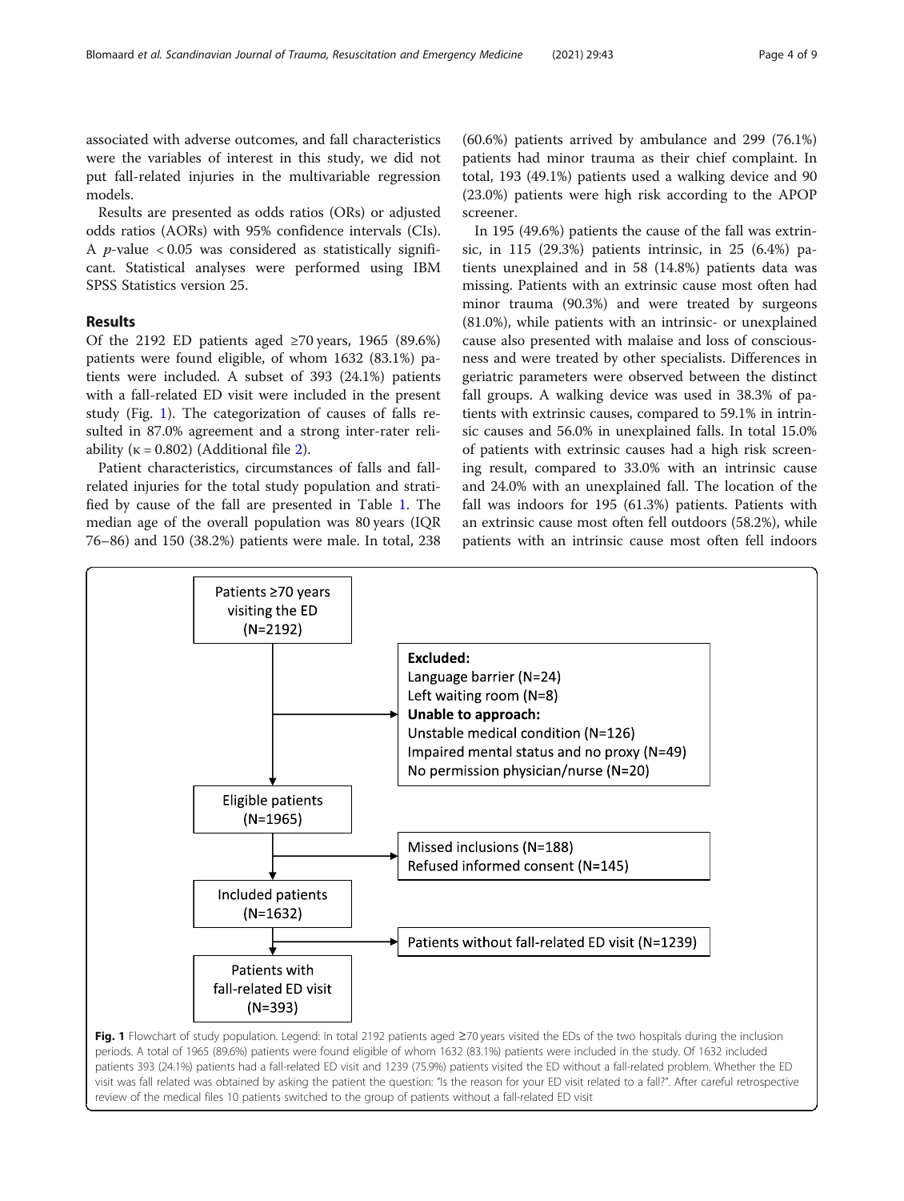associated with adverse outcomes, and fall characteristics were the variables of interest in this study, we did not put fall-related injuries in the multivariable regression models.

Results are presented as odds ratios (ORs) or adjusted odds ratios (AORs) with 95% confidence intervals (CIs). A $p$-value $< 0.05$ was considered as statistically significant. Statistical analyses were performed using IBM SPSS Statistics version 25.

## Results

Of the 2192 ED patients aged ≥70 years, 1965 (89.6%) patients were found eligible, of whom 1632 (83.1%) patients were included. A subset of 393 (24.1%) patients with a fall-related ED visit were included in the present study (Fig. 1). The categorization of causes of falls resulted in 87.0% agreement and a strong inter-rater reliability ($\kappa = 0.802$) (Additional file 2).

Patient characteristics, circumstances of falls and fall-related injuries for the total study population and stratified by cause of the fall are presented in Table 1. The median age of the overall population was 80 years (IQR 76–86) and 150 (38.2%) patients were male. In total, 238 (60.6%) patients arrived by ambulance and 299 (76.1%) patients had minor trauma as their chief complaint. In total, 193 (49.1%) patients used a walking device and 90 (23.0%) patients were high risk according to the APOP screener.

In 195 (49.6%) patients the cause of the fall was extrinsic, in 115 (29.3%) patients intrinsic, in 25 (6.4%) patients unexplained and in 58 (14.8%) patients data was missing. Patients with an extrinsic cause most often had minor trauma (90.3%) and were treated by surgeons (81.0%), while patients with an intrinsic- or unexplained cause also presented with malaise and loss of consciousness and were treated by other specialists. Differences in geriatric parameters were observed between the distinct fall groups. A walking device was used in 38.3% of patients with extrinsic causes, compared to 59.1% in intrinsic causes and 56.0% in unexplained falls. In total 15.0% of patients with extrinsic causes had a high risk screening result, compared to 33.0% with an intrinsic cause and 24.0% with an unexplained fall. The location of the fall was indoors for 195 (61.3%) patients. Patients with an extrinsic cause most often fell outdoors (58.2%), while patients with an intrinsic cause most often fell indoors

Patients ≥70 years visiting the ED (N=2192)

Excluded:
Language barrier (N=24)
Left waiting room (N=8)
Unable to approach:
Unstable medical condition (N=126)
Impaired mental status and no proxy (N=49)
No permission physician/nurse (N=20)

Eligible patients (N=1965)

Missed inclusions (N=188)
Refused informed consent (N=145)

Included patients (N=1632)

Patients without fall-related ED visit (N=1239)

Patients with fall-related ED visit (N=393)

**Fig. 1** Flowchart of study population. Legend: In total 2192 patients aged ≥70 years visited the EDs of the two hospitals during the inclusion periods. A total of 1965 (89.6%) patients were found eligible of whom 1632 (83.1%) patients were included in the study. Of 1632 included patients 393 (24.1%) patients had a fall-related ED visit and 1239 (75.9%) patients visited the ED without a fall-related problem. Whether the ED visit was fall related was obtained by asking the patient the question: "Is the reason for your ED visit related to a fall?". After careful retrospective review of the medical files 10 patients switched to the group of patients without a fall-related ED visit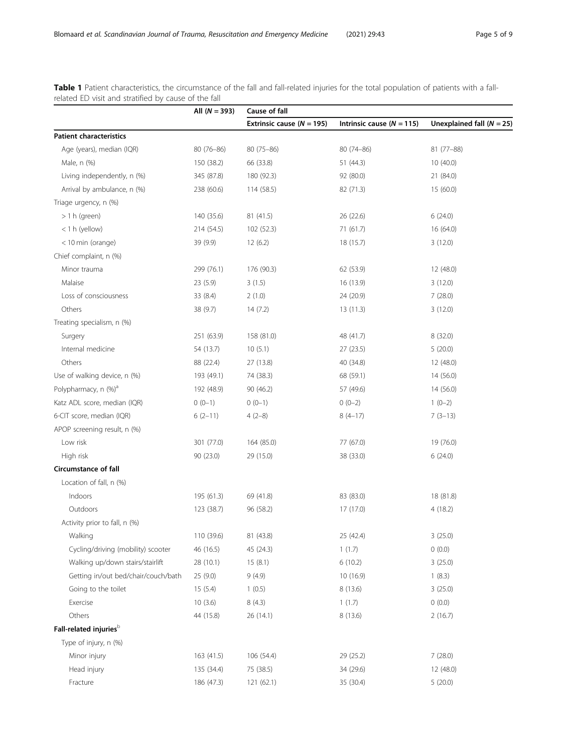**Table 1** Patient characteristics, the circumstance of the fall and fall-related injuries for the total population of patients with a fall-related ED visit and stratified by cause of the fall

| | All (*N* = 393) | Cause of fall | | |
|---|---|---|---|---|
| | | Extrinsic cause (*N* = 195) | Intrinsic cause (*N* = 115) | Unexplained fall (*N* = 25) |
| **Patient characteristics** | | | | |
| Age (years), median (IQR) | 80 (76–86) | 80 (75–86) | 80 (74–86) | 81 (77–88) |
| Male, n (%) | 150 (38.2) | 66 (33.8) | 51 (44.3) | 10 (40.0) |
| Living independently, n (%) | 345 (87.8) | 180 (92.3) | 92 (80.0) | 21 (84.0) |
| Arrival by ambulance, n (%) | 238 (60.6) | 114 (58.5) | 82 (71.3) | 15 (60.0) |
| Triage urgency, n (%) | | | | |
| > 1 h (green) | 140 (35.6) | 81 (41.5) | 26 (22.6) | 6 (24.0) |
| < 1 h (yellow) | 214 (54.5) | 102 (52.3) | 71 (61.7) | 16 (64.0) |
| < 10 min (orange) | 39 (9.9) | 12 (6.2) | 18 (15.7) | 3 (12.0) |
| Chief complaint, n (%) | | | | |
| Minor trauma | 299 (76.1) | 176 (90.3) | 62 (53.9) | 12 (48.0) |
| Malaise | 23 (5.9) | 3 (1.5) | 16 (13.9) | 3 (12.0) |
| Loss of consciousness | 33 (8.4) | 2 (1.0) | 24 (20.9) | 7 (28.0) |
| Others | 38 (9.7) | 14 (7.2) | 13 (11.3) | 3 (12.0) |
| Treating specialism, n (%) | | | | |
| Surgery | 251 (63.9) | 158 (81.0) | 48 (41.7) | 8 (32.0) |
| Internal medicine | 54 (13.7) | 10 (5.1) | 27 (23.5) | 5 (20.0) |
| Others | 88 (22.4) | 27 (13.8) | 40 (34.8) | 12 (48.0) |
| Use of walking device, n (%) | 193 (49.1) | 74 (38.3) | 68 (59.1) | 14 (56.0) |
| Polypharmacy, n (%)[a] | 192 (48.9) | 90 (46.2) | 57 (49.6) | 14 (56.0) |
| Katz ADL score, median (IQR) | 0 (0–1) | 0 (0–1) | 0 (0–2) | 1 (0–2) |
| 6-CIT score, median (IQR) | 6 (2–11) | 4 (2–8) | 8 (4–17) | 7 (3–13) |
| APOP screening result, n (%) | | | | |
| Low risk | 301 (77.0) | 164 (85.0) | 77 (67.0) | 19 (76.0) |
| High risk | 90 (23.0) | 29 (15.0) | 38 (33.0) | 6 (24.0) |
| **Circumstance of fall** | | | | |
| Location of fall, n (%) | | | | |
| Indoors | 195 (61.3) | 69 (41.8) | 83 (83.0) | 18 (81.8) |
| Outdoors | 123 (38.7) | 96 (58.2) | 17 (17.0) | 4 (18.2) |
| Activity prior to fall, n (%) | | | | |
| Walking | 110 (39.6) | 81 (43.8) | 25 (42.4) | 3 (25.0) |
| Cycling/driving (mobility) scooter | 46 (16.5) | 45 (24.3) | 1 (1.7) | 0 (0.0) |
| Walking up/down stairs/stairlift | 28 (10.1) | 15 (8.1) | 6 (10.2) | 3 (25.0) |
| Getting in/out bed/chair/couch/bath | 25 (9.0) | 9 (4.9) | 10 (16.9) | 1 (8.3) |
| Going to the toilet | 15 (5.4) | 1 (0.5) | 8 (13.6) | 3 (25.0) |
| Exercise | 10 (3.6) | 8 (4.3) | 1 (1.7) | 0 (0.0) |
| Others | 44 (15.8) | 26 (14.1) | 8 (13.6) | 2 (16.7) |
| **Fall-related injuries**[b] | | | | |
| Type of injury, n (%) | | | | |
| Minor injury | 163 (41.5) | 106 (54.4) | 29 (25.2) | 7 (28.0) |
| Head injury | 135 (34.4) | 75 (38.5) | 34 (29.6) | 12 (48.0) |
| Fracture | 186 (47.3) | 121 (62.1) | 35 (30.4) | 5 (20.0) |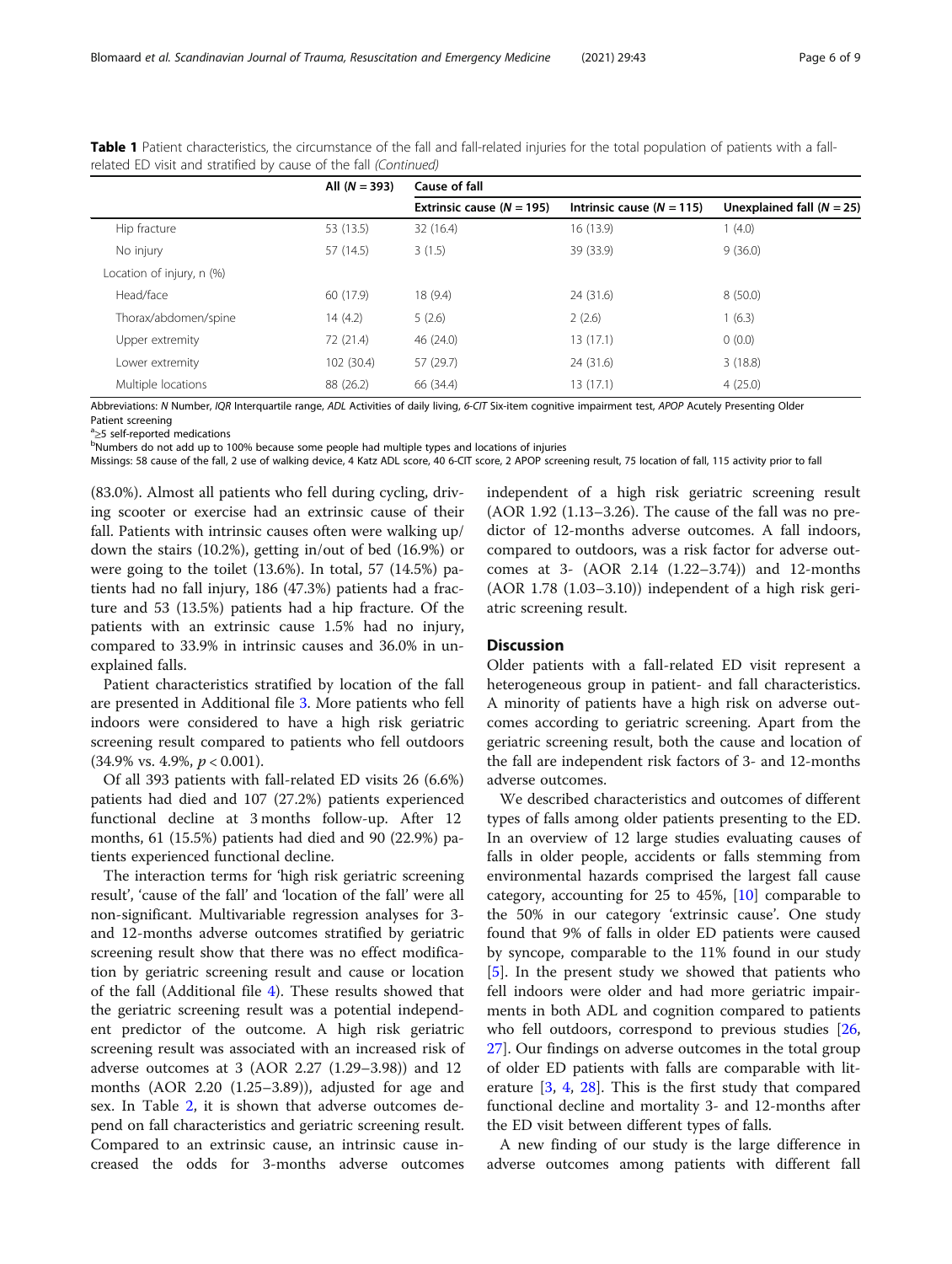**Table 1** Patient characteristics, the circumstance of the fall and fall-related injuries for the total population of patients with a fall-related ED visit and stratified by cause of the fall *(Continued)*

| | All (*N* = 393) | Cause of fall | | |
|---|---|---|---|---|
| | | Extrinsic cause (*N* = 195) | Intrinsic cause (*N* = 115) | Unexplained fall (*N* = 25) |
| Hip fracture | 53 (13.5) | 32 (16.4) | 16 (13.9) | 1 (4.0) |
| No injury | 57 (14.5) | 3 (1.5) | 39 (33.9) | 9 (36.0) |
| Location of injury, n (%) | | | | |
| Head/face | 60 (17.9) | 18 (9.4) | 24 (31.6) | 8 (50.0) |
| Thorax/abdomen/spine | 14 (4.2) | 5 (2.6) | 2 (2.6) | 1 (6.3) |
| Upper extremity | 72 (21.4) | 46 (24.0) | 13 (17.1) | 0 (0.0) |
| Lower extremity | 102 (30.4) | 57 (29.7) | 24 (31.6) | 3 (18.8) |
| Multiple locations | 88 (26.2) | 66 (34.4) | 13 (17.1) | 4 (25.0) |

Abbreviations: *N* Number, *IQR* Interquartile range, *ADL* Activities of daily living, *6-CIT* Six-item cognitive impairment test, *APOP* Acutely Presenting Older Patient screening
[a]≥5 self-reported medications
[b]Numbers do not add up to 100% because some people had multiple types and locations of injuries
Missings: 58 cause of the fall, 2 use of walking device, 4 Katz ADL score, 40 6-CIT score, 2 APOP screening result, 75 location of fall, 115 activity prior to fall

(83.0%). Almost all patients who fell during cycling, driving scooter or exercise had an extrinsic cause of their fall. Patients with intrinsic causes often were walking up/down the stairs (10.2%), getting in/out of bed (16.9%) or were going to the toilet (13.6%). In total, 57 (14.5%) patients had no fall injury, 186 (47.3%) patients had a fracture and 53 (13.5%) patients had a hip fracture. Of the patients with an extrinsic cause 1.5% had no injury, compared to 33.9% in intrinsic causes and 36.0% in unexplained falls.

Patient characteristics stratified by location of the fall are presented in Additional file 3. More patients who fell indoors were considered to have a high risk geriatric screening result compared to patients who fell outdoors (34.9% vs. 4.9%, $p < 0.001$).

Of all 393 patients with fall-related ED visits 26 (6.6%) patients had died and 107 (27.2%) patients experienced functional decline at 3 months follow-up. After 12 months, 61 (15.5%) patients had died and 90 (22.9%) patients experienced functional decline.

The interaction terms for 'high risk geriatric screening result', 'cause of the fall' and 'location of the fall' were all non-significant. Multivariable regression analyses for 3- and 12-months adverse outcomes stratified by geriatric screening result show that there was no effect modification by geriatric screening result and cause or location of the fall (Additional file 4). These results showed that the geriatric screening result was a potential independent predictor of the outcome. A high risk geriatric screening result was associated with an increased risk of adverse outcomes at 3 (AOR 2.27 (1.29–3.98)) and 12 months (AOR 2.20 (1.25–3.89)), adjusted for age and sex. In Table 2, it is shown that adverse outcomes depend on fall characteristics and geriatric screening result. Compared to an extrinsic cause, an intrinsic cause increased the odds for 3-months adverse outcomes independent of a high risk geriatric screening result (AOR 1.92 (1.13–3.26). The cause of the fall was no predictor of 12-months adverse outcomes. A fall indoors, compared to outdoors, was a risk factor for adverse outcomes at 3- (AOR 2.14 (1.22–3.74)) and 12-months (AOR 1.78 (1.03–3.10)) independent of a high risk geriatric screening result.

## Discussion

Older patients with a fall-related ED visit represent a heterogeneous group in patient- and fall characteristics. A minority of patients have a high risk on adverse outcomes according to geriatric screening. Apart from the geriatric screening result, both the cause and location of the fall are independent risk factors of 3- and 12-months adverse outcomes.

We described characteristics and outcomes of different types of falls among older patients presenting to the ED. In an overview of 12 large studies evaluating causes of falls in older people, accidents or falls stemming from environmental hazards comprised the largest fall cause category, accounting for 25 to 45%, [10] comparable to the 50% in our category 'extrinsic cause'. One study found that 9% of falls in older ED patients were caused by syncope, comparable to the 11% found in our study [5]. In the present study we showed that patients who fell indoors were older and had more geriatric impairments in both ADL and cognition compared to patients who fell outdoors, correspond to previous studies [26, 27]. Our findings on adverse outcomes in the total group of older ED patients with falls are comparable with literature [3, 4, 28]. This is the first study that compared functional decline and mortality 3- and 12-months after the ED visit between different types of falls.

A new finding of our study is the large difference in adverse outcomes among patients with different fall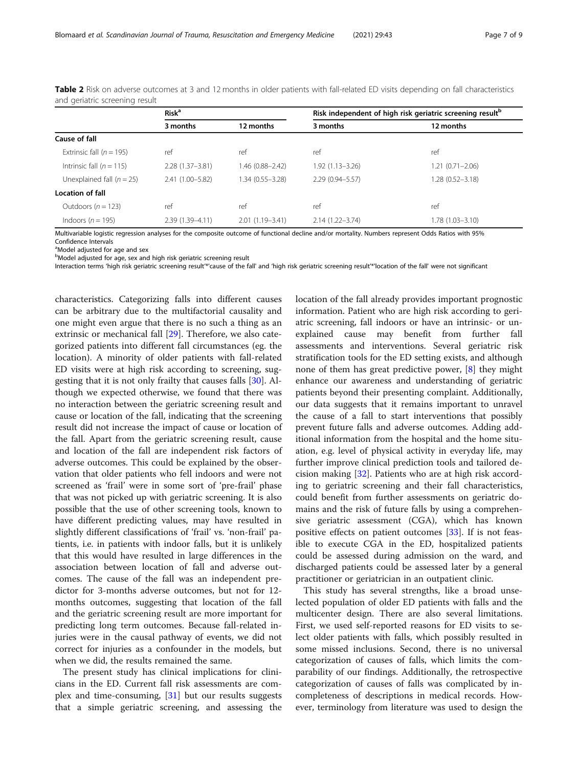**Table 2** Risk on adverse outcomes at 3 and 12 months in older patients with fall-related ED visits depending on fall characteristics and geriatric screening result

| | Risk[a] | | Risk independent of high risk geriatric screening result[b] | |
|---|---|---|---|---|
| | 3 months | 12 months | 3 months | 12 months |
| **Cause of fall** | | | | |
| Extrinsic fall (n = 195) | ref | ref | ref | ref |
| Intrinsic fall (n = 115) | 2.28 (1.37–3.81) | 1.46 (0.88–2.42) | 1.92 (1.13–3.26) | 1.21 (0.71–2.06) |
| Unexplained fall (n = 25) | 2.41 (1.00–5.82) | 1.34 (0.55–3.28) | 2.29 (0.94–5.57) | 1.28 (0.52–3.18) |
| **Location of fall** | | | | |
| Outdoors (n = 123) | ref | ref | ref | ref |
| Indoors (n = 195) | 2.39 (1.39–4.11) | 2.01 (1.19–3.41) | 2.14 (1.22–3.74) | 1.78 (1.03–3.10) |

Multivariable logistic regression analyses for the composite outcome of functional decline and/or mortality. Numbers represent Odds Ratios with 95% Confidence Intervals

[a]Model adjusted for age and sex

[b]Model adjusted for age, sex and high risk geriatric screening result

Interaction terms 'high risk geriatric screening result'*'cause of the fall' and 'high risk geriatric screening result'*'location of the fall' were not significant

characteristics. Categorizing falls into different causes can be arbitrary due to the multifactorial causality and one might even argue that there is no such a thing as an extrinsic or mechanical fall [29]. Therefore, we also categorized patients into different fall circumstances (eg. the location). A minority of older patients with fall-related ED visits were at high risk according to screening, suggesting that it is not only frailty that causes falls [30]. Although we expected otherwise, we found that there was no interaction between the geriatric screening result and cause or location of the fall, indicating that the screening result did not increase the impact of cause or location of the fall. Apart from the geriatric screening result, cause and location of the fall are independent risk factors of adverse outcomes. This could be explained by the observation that older patients who fell indoors and were not screened as 'frail' were in some sort of 'pre-frail' phase that was not picked up with geriatric screening. It is also possible that the use of other screening tools, known to have different predicting values, may have resulted in slightly different classifications of 'frail' vs. 'non-frail' patients, i.e. in patients with indoor falls, but it is unlikely that this would have resulted in large differences in the association between location of fall and adverse outcomes. The cause of the fall was an independent predictor for 3-months adverse outcomes, but not for 12-months outcomes, suggesting that location of the fall and the geriatric screening result are more important for predicting long term outcomes. Because fall-related injuries were in the causal pathway of events, we did not correct for injuries as a confounder in the models, but when we did, the results remained the same.

The present study has clinical implications for clinicians in the ED. Current fall risk assessments are complex and time-consuming, [31] but our results suggests that a simple geriatric screening, and assessing the location of the fall already provides important prognostic information. Patient who are high risk according to geriatric screening, fall indoors or have an intrinsic- or unexplained cause may benefit from further fall assessments and interventions. Several geriatric risk stratification tools for the ED setting exists, and although none of them has great predictive power, [8] they might enhance our awareness and understanding of geriatric patients beyond their presenting complaint. Additionally, our data suggests that it remains important to unravel the cause of a fall to start interventions that possibly prevent future falls and adverse outcomes. Adding additional information from the hospital and the home situation, e.g. level of physical activity in everyday life, may further improve clinical prediction tools and tailored decision making [32]. Patients who are at high risk according to geriatric screening and their fall characteristics, could benefit from further assessments on geriatric domains and the risk of future falls by using a comprehensive geriatric assessment (CGA), which has known positive effects on patient outcomes [33]. If is not feasible to execute CGA in the ED, hospitalized patients could be assessed during admission on the ward, and discharged patients could be assessed later by a general practitioner or geriatrician in an outpatient clinic.

This study has several strengths, like a broad unselected population of older ED patients with falls and the multicenter design. There are also several limitations. First, we used self-reported reasons for ED visits to select older patients with falls, which possibly resulted in some missed inclusions. Second, there is no universal categorization of causes of falls, which limits the comparability of our findings. Additionally, the retrospective categorization of causes of falls was complicated by incompleteness of descriptions in medical records. However, terminology from literature was used to design the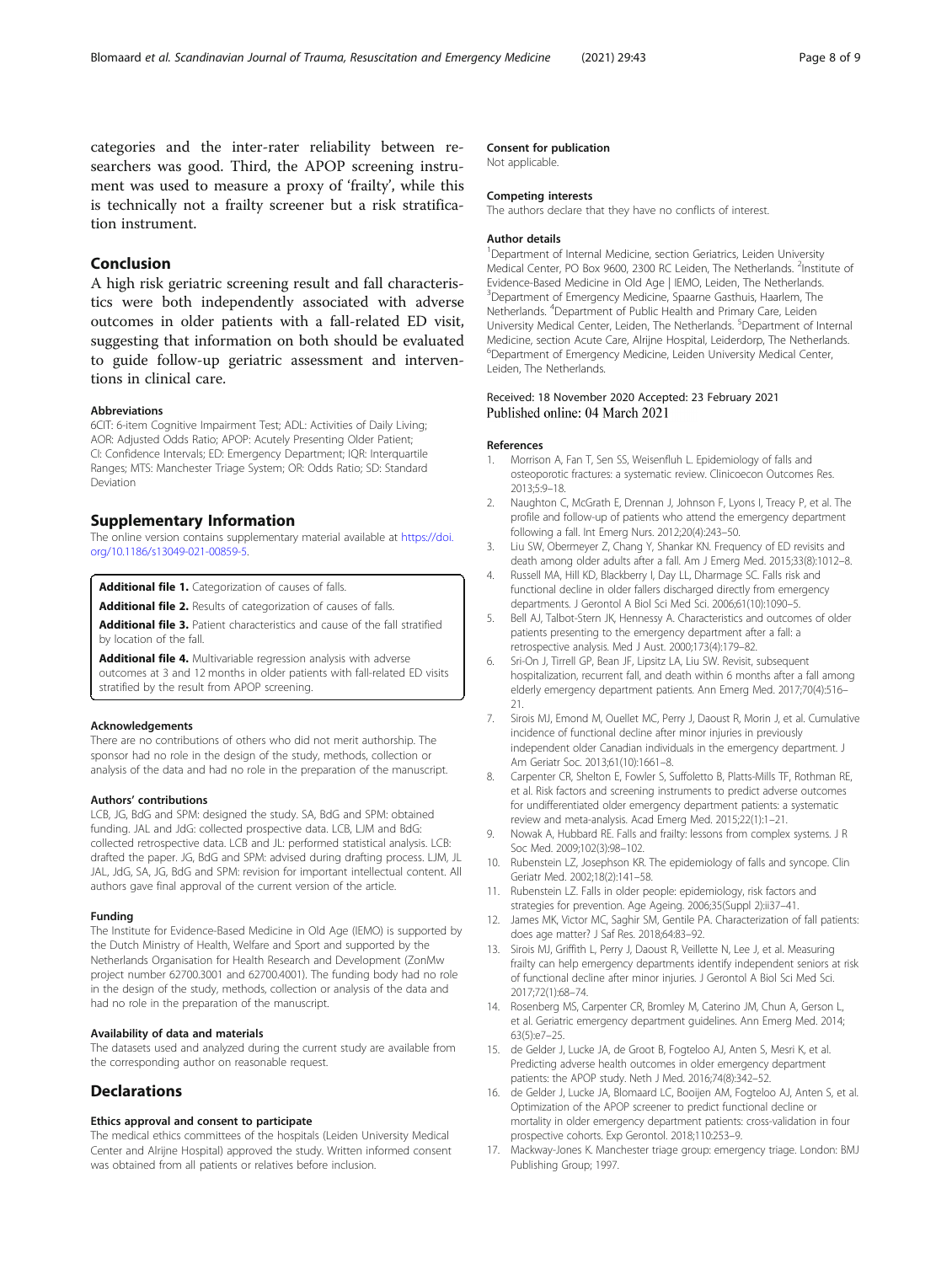categories and the inter-rater reliability between researchers was good. Third, the APOP screening instrument was used to measure a proxy of 'frailty', while this is technically not a frailty screener but a risk stratification instrument.

## Conclusion

A high risk geriatric screening result and fall characteristics were both independently associated with adverse outcomes in older patients with a fall-related ED visit, suggesting that information on both should be evaluated to guide follow-up geriatric assessment and interventions in clinical care.

#### Abbreviations

6CIT: 6-item Cognitive Impairment Test; ADL: Activities of Daily Living; AOR: Adjusted Odds Ratio; APOP: Acutely Presenting Older Patient; CI: Confidence Intervals; ED: Emergency Department; IQR: Interquartile Ranges; MTS: Manchester Triage System; OR: Odds Ratio; SD: Standard Deviation

## Supplementary Information

The online version contains supplementary material available at https://doi.org/10.1186/s13049-021-00859-5.

**Additional file 1.** Categorization of causes of falls.

**Additional file 2.** Results of categorization of causes of falls.

**Additional file 3.** Patient characteristics and cause of the fall stratified by location of the fall.

**Additional file 4.** Multivariable regression analysis with adverse outcomes at 3 and 12 months in older patients with fall-related ED visits stratified by the result from APOP screening.

#### Acknowledgements

There are no contributions of others who did not merit authorship. The sponsor had no role in the design of the study, methods, collection or analysis of the data and had no role in the preparation of the manuscript.

#### Authors' contributions

LCB, JG, BdG and SPM: designed the study. SA, BdG and SPM: obtained funding. JAL and JdG: collected prospective data. LCB, LJM and BdG: collected retrospective data. LCB and JL: performed statistical analysis. LCB: drafted the paper. JG, BdG and SPM: advised during drafting process. LJM, JL JAL, JdG, SA, JG, BdG and SPM: revision for important intellectual content. All authors gave final approval of the current version of the article.

#### Funding

The Institute for Evidence-Based Medicine in Old Age (IEMO) is supported by the Dutch Ministry of Health, Welfare and Sport and supported by the Netherlands Organisation for Health Research and Development (ZonMw project number 62700.3001 and 62700.4001). The funding body had no role in the design of the study, methods, collection or analysis of the data and had no role in the preparation of the manuscript.

#### Availability of data and materials

The datasets used and analyzed during the current study are available from the corresponding author on reasonable request.

## Declarations

#### Ethics approval and consent to participate

The medical ethics committees of the hospitals (Leiden University Medical Center and Alrijne Hospital) approved the study. Written informed consent was obtained from all patients or relatives before inclusion.

#### Consent for publication

Not applicable.

#### Competing interests

The authors declare that they have no conflicts of interest.

#### Author details

[1]Department of Internal Medicine, section Geriatrics, Leiden University Medical Center, PO Box 9600, 2300 RC Leiden, The Netherlands. [2]Institute of Evidence-Based Medicine in Old Age | IEMO, Leiden, The Netherlands. [3]Department of Emergency Medicine, Spaarne Gasthuis, Haarlem, The Netherlands. [4]Department of Public Health and Primary Care, Leiden University Medical Center, Leiden, The Netherlands. [5]Department of Internal Medicine, section Acute Care, Alrijne Hospital, Leiderdorp, The Netherlands. [6]Department of Emergency Medicine, Leiden University Medical Center, Leiden, The Netherlands.

Received: 18 November 2020 Accepted: 23 February 2021
Published online: 04 March 2021

#### References

1. Morrison A, Fan T, Sen SS, Weisenfluh L. Epidemiology of falls and osteoporotic fractures: a systematic review. Clinicoecon Outcomes Res. 2013;5:9–18.
2. Naughton C, McGrath E, Drennan J, Johnson F, Lyons I, Treacy P, et al. The profile and follow-up of patients who attend the emergency department following a fall. Int Emerg Nurs. 2012;20(4):243–50.
3. Liu SW, Obermeyer Z, Chang Y, Shankar KN. Frequency of ED revisits and death among older adults after a fall. Am J Emerg Med. 2015;33(8):1012–8.
4. Russell MA, Hill KD, Blackberry I, Day LL, Dharmage SC. Falls risk and functional decline in older fallers discharged directly from emergency departments. J Gerontol A Biol Sci Med Sci. 2006;61(10):1090–5.
5. Bell AJ, Talbot-Stern JK, Hennessy A. Characteristics and outcomes of older patients presenting to the emergency department after a fall: a retrospective analysis. Med J Aust. 2000;173(4):179–82.
6. Sri-On J, Tirrell GP, Bean JF, Lipsitz LA, Liu SW. Revisit, subsequent hospitalization, recurrent fall, and death within 6 months after a fall among elderly emergency department patients. Ann Emerg Med. 2017;70(4):516–21.
7. Sirois MJ, Emond M, Ouellet MC, Perry J, Daoust R, Morin J, et al. Cumulative incidence of functional decline after minor injuries in previously independent older Canadian individuals in the emergency department. J Am Geriatr Soc. 2013;61(10):1661–8.
8. Carpenter CR, Shelton E, Fowler S, Suffoletto B, Platts-Mills TF, Rothman RE, et al. Risk factors and screening instruments to predict adverse outcomes for undifferentiated older emergency department patients: a systematic review and meta-analysis. Acad Emerg Med. 2015;22(1):1–21.
9. Nowak A, Hubbard RE. Falls and frailty: lessons from complex systems. J R Soc Med. 2009;102(3):98–102.
10. Rubenstein LZ, Josephson KR. The epidemiology of falls and syncope. Clin Geriatr Med. 2002;18(2):141–58.
11. Rubenstein LZ. Falls in older people: epidemiology, risk factors and strategies for prevention. Age Ageing. 2006;35(Suppl 2):ii37–41.
12. James MK, Victor MC, Saghir SM, Gentile PA. Characterization of fall patients: does age matter? J Saf Res. 2018;64:83–92.
13. Sirois MJ, Griffith L, Perry J, Daoust R, Veillette N, Lee J, et al. Measuring frailty can help emergency departments identify independent seniors at risk of functional decline after minor injuries. J Gerontol A Biol Sci Med Sci. 2017;72(1):68–74.
14. Rosenberg MS, Carpenter CR, Bromley M, Caterino JM, Chun A, Gerson L, et al. Geriatric emergency department guidelines. Ann Emerg Med. 2014;63(5):e7–25.
15. de Gelder J, Lucke JA, de Groot B, Fogteloo AJ, Anten S, Mesri K, et al. Predicting adverse health outcomes in older emergency department patients: the APOP study. Neth J Med. 2016;74(8):342–52.
16. de Gelder J, Lucke JA, Blomaard LC, Booijen AM, Fogteloo AJ, Anten S, et al. Optimization of the APOP screener to predict functional decline or mortality in older emergency department patients: cross-validation in four prospective cohorts. Exp Gerontol. 2018;110:253–9.
17. Mackway-Jones K. Manchester triage group: emergency triage. London: BMJ Publishing Group; 1997.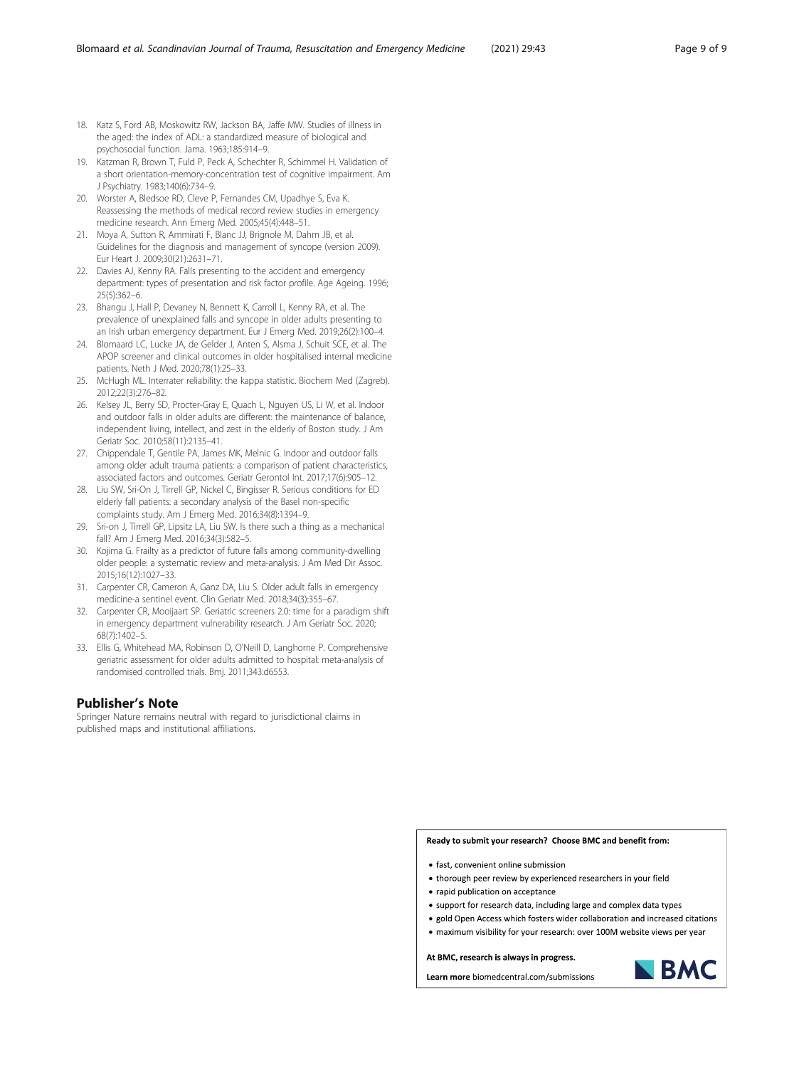18. Katz S, Ford AB, Moskowitz RW, Jackson BA, Jaffe MW. Studies of illness in the aged: the index of ADL: a standardized measure of biological and psychosocial function. Jama. 1963;185:914–9.
19. Katzman R, Brown T, Fuld P, Peck A, Schechter R, Schimmel H. Validation of a short orientation-memory-concentration test of cognitive impairment. Am J Psychiatry. 1983;140(6):734–9.
20. Worster A, Bledsoe RD, Cleve P, Fernandes CM, Upadhye S, Eva K. Reassessing the methods of medical record review studies in emergency medicine research. Ann Emerg Med. 2005;45(4):448–51.
21. Moya A, Sutton R, Ammirati F, Blanc JJ, Brignole M, Dahm JB, et al. Guidelines for the diagnosis and management of syncope (version 2009). Eur Heart J. 2009;30(21):2631–71.
22. Davies AJ, Kenny RA. Falls presenting to the accident and emergency department: types of presentation and risk factor profile. Age Ageing. 1996; 25(5):362–6.
23. Bhangu J, Hall P, Devaney N, Bennett K, Carroll L, Kenny RA, et al. The prevalence of unexplained falls and syncope in older adults presenting to an Irish urban emergency department. Eur J Emerg Med. 2019;26(2):100–4.
24. Blomaard LC, Lucke JA, de Gelder J, Anten S, Alsma J, Schuit SCE, et al. The APOP screener and clinical outcomes in older hospitalised internal medicine patients. Neth J Med. 2020;78(1):25–33.
25. McHugh ML. Interrater reliability: the kappa statistic. Biochem Med (Zagreb). 2012;22(3):276–82.
26. Kelsey JL, Berry SD, Procter-Gray E, Quach L, Nguyen US, Li W, et al. Indoor and outdoor falls in older adults are different: the maintenance of balance, independent living, intellect, and zest in the elderly of Boston study. J Am Geriatr Soc. 2010;58(11):2135–41.
27. Chippendale T, Gentile PA, James MK, Melnic G. Indoor and outdoor falls among older adult trauma patients: a comparison of patient characteristics, associated factors and outcomes. Geriatr Gerontol Int. 2017;17(6):905–12.
28. Liu SW, Sri-On J, Tirrell GP, Nickel C, Bingisser R. Serious conditions for ED elderly fall patients: a secondary analysis of the Basel non-specific complaints study. Am J Emerg Med. 2016;34(8):1394–9.
29. Sri-on J, Tirrell GP, Lipsitz LA, Liu SW. Is there such a thing as a mechanical fall? Am J Emerg Med. 2016;34(3):582–5.
30. Kojima G. Frailty as a predictor of future falls among community-dwelling older people: a systematic review and meta-analysis. J Am Med Dir Assoc. 2015;16(12):1027–33.
31. Carpenter CR, Cameron A, Ganz DA, Liu S. Older adult falls in emergency medicine-a sentinel event. Clin Geriatr Med. 2018;34(3):355–67.
32. Carpenter CR, Mooijaart SP. Geriatric screeners 2.0: time for a paradigm shift in emergency department vulnerability research. J Am Geriatr Soc. 2020; 68(7):1402–5.
33. Ellis G, Whitehead MA, Robinson D, O'Neill D, Langhorne P. Comprehensive geriatric assessment for older adults admitted to hospital: meta-analysis of randomised controlled trials. Bmj. 2011;343:d6553.

## Publisher's Note

Springer Nature remains neutral with regard to jurisdictional claims in published maps and institutional affiliations.

**Ready to submit your research? Choose BMC and benefit from:**

- fast, convenient online submission
- thorough peer review by experienced researchers in your field
- rapid publication on acceptance
- support for research data, including large and complex data types
- gold Open Access which fosters wider collaboration and increased citations
- maximum visibility for your research: over 100M website views per year

**At BMC, research is always in progress.**

**Learn more** biomedcentral.com/submissions

BMC